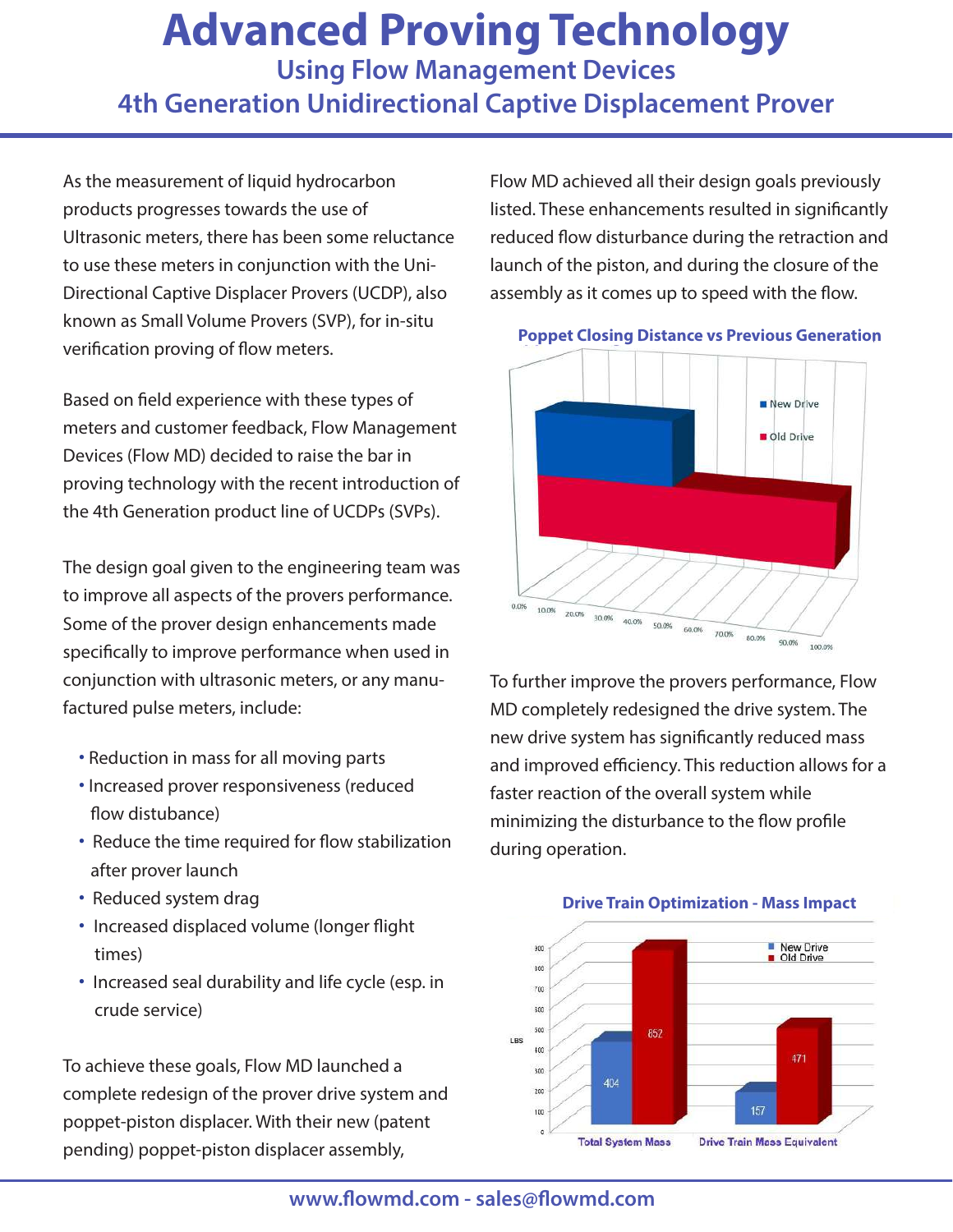# Advanced Proving Technology

## Using Flow Management Devices

## 4th Generation Unidirectional Captive Displacement Prover

As the measurement of liquid hydrocarbon products progresses towards the use of Ultrasonic meters, there has been some reluctance to use these meters in conjunction with the Uni-Directional Captive Displacer Provers (UCDP), also known as Small Volume Provers (SVP), for in-situ verification proving of flow meters.

Based on field experience with these types of meters and customer feedback, Flow Management Devices (Flow MD) decided to raise the bar in proving technology with the recent introduction of the 4th Generation product line of UCDPs (SVPs).

The design goal given to the engineering team was to improve all aspects of the provers performance. Some of the prover design enhancements made specifically to improve performance when used in conjunction with ultrasonic meters, or any manufactured pulse meters, include:

- Reduction in mass for all moving parts
- Increased prover responsiveness (reduced flow distubance)
- Reduce the time required for flow stabilization after prover launch
- Reduced system drag
- Increased displaced volume (longer flight times)
- Increased seal durability and life cycle (esp. in crude service)

To achieve these goals, Flow MD launched a complete redesign of the prover drive system and poppet-piston displacer. With their new (patent pending) poppet-piston displacer assembly, Flow MD achieved all their design goals previously listed. These enhancements resulted in significantly reduced flow disturbance during the retraction and launch of the piston, and during the closure of the assembly as it comes up to speed with the flow.

**Poppet Closing Distance vs Previous Generation**

New Drive, Old Drive (0.0% – 100.0%)

To further improve the provers performance, Flow MD completely redesigned the drive system. The new drive system has significantly reduced mass and improved efficiency. This reduction allows for a faster reaction of the overall system while minimizing the disturbance to the flow profile during operation.

**Drive Train Optimization - Mass Impact**

| LBS | New Drive | Old Drive |
|---|---|---|
| Total System Mass | 404 | 852 |
| Drive Train Mass Equivalent | 157 | 471 |

www.flowmd.com - sales@flowmd.com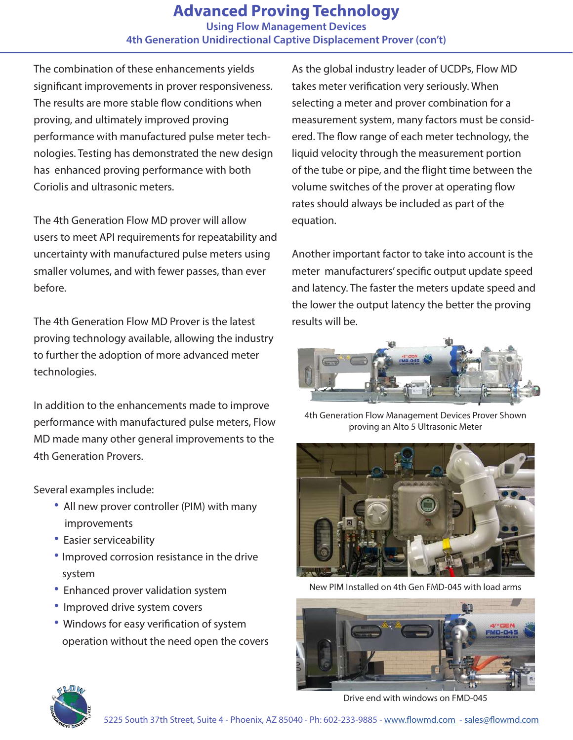# Advanced Proving Technology

## Using Flow Management Devices

## 4th Generation Unidirectional Captive Displacement Prover (con't)

The combination of these enhancements yields significant improvements in prover responsiveness. The results are more stable flow conditions when proving, and ultimately improved proving performance with manufactured pulse meter technologies. Testing has demonstrated the new design has enhanced proving performance with both Coriolis and ultrasonic meters.

The 4th Generation Flow MD prover will allow users to meet API requirements for repeatability and uncertainty with manufactured pulse meters using smaller volumes, and with fewer passes, than ever before.

The 4th Generation Flow MD Prover is the latest proving technology available, allowing the industry to further the adoption of more advanced meter technologies.

In addition to the enhancements made to improve performance with manufactured pulse meters, Flow MD made many other general improvements to the 4th Generation Provers.

Several examples include:

- All new prover controller (PIM) with many improvements
- Easier serviceability
- Improved corrosion resistance in the drive system
- Enhanced prover validation system
- Improved drive system covers
- Windows for easy verification of system operation without the need open the covers

As the global industry leader of UCDPs, Flow MD takes meter verification very seriously. When selecting a meter and prover combination for a measurement system, many factors must be considered. The flow range of each meter technology, the liquid velocity through the measurement portion of the tube or pipe, and the flight time between the volume switches of the prover at operating flow rates should always be included as part of the equation.

Another important factor to take into account is the meter manufacturers' specific output update speed and latency. The faster the meters update speed and the lower the output latency the better the proving results will be.

4th Generation Flow Management Devices Prover Shown proving an Alto 5 Ultrasonic Meter

New PIM Installed on 4th Gen FMD-045 with load arms

Drive end with windows on FMD-045

5225 South 37th Street, Suite 4 - Phoenix, AZ 85040 - Ph: 602-233-9885 - www.flowmd.com - sales@flowmd.com